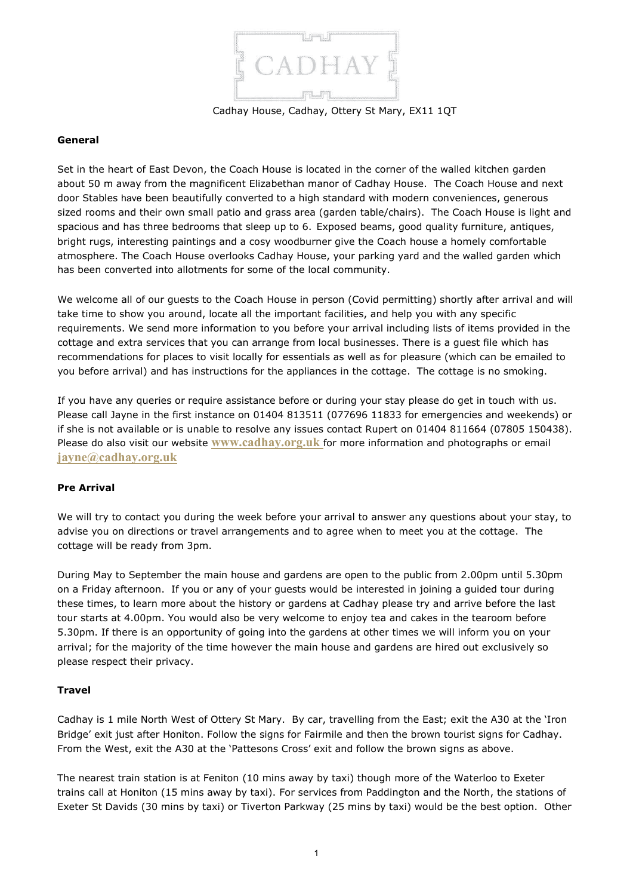CADHAY

Cadhay House, Cadhay, Ottery St Mary, EX11 1QT

**General**

Set in the heart of East Devon, the Coach House is located in the corner of the walled kitchen garden about 50 m away from the magnificent Elizabethan manor of Cadhay House. The Coach House and next door Stables have been beautifully converted to a high standard with modern conveniences, generous sized rooms and their own small patio and grass area (garden table/chairs). The Coach House is light and spacious and has three bedrooms that sleep up to 6. Exposed beams, good quality furniture, antiques, bright rugs, interesting paintings and a cosy woodburner give the Coach house a homely comfortable atmosphere. The Coach House overlooks Cadhay House, your parking yard and the walled garden which has been converted into allotments for some of the local community.

We welcome all of our guests to the Coach House in person (Covid permitting) shortly after arrival and will take time to show you around, locate all the important facilities, and help you with any specific requirements. We send more information to you before your arrival including lists of items provided in the cottage and extra services that you can arrange from local businesses. There is a guest file which has recommendations for places to visit locally for essentials as well as for pleasure (which can be emailed to you before arrival) and has instructions for the appliances in the cottage. The cottage is no smoking.

If you have any queries or require assistance before or during your stay please do get in touch with us. Please call Jayne in the first instance on 01404 813511 (077696 11833 for emergencies and weekends) or if she is not available or is unable to resolve any issues contact Rupert on 01404 811664 (07805 150438). Please do also visit our website **www.cadhay.org.uk** for more information and photographs or email **jayne@cadhay.org.uk**

**Pre Arrival**

We will try to contact you during the week before your arrival to answer any questions about your stay, to advise you on directions or travel arrangements and to agree when to meet you at the cottage. The cottage will be ready from 3pm.

During May to September the main house and gardens are open to the public from 2.00pm until 5.30pm on a Friday afternoon. If you or any of your guests would be interested in joining a guided tour during these times, to learn more about the history or gardens at Cadhay please try and arrive before the last tour starts at 4.00pm. You would also be very welcome to enjoy tea and cakes in the tearoom before 5.30pm. If there is an opportunity of going into the gardens at other times we will inform you on your arrival; for the majority of the time however the main house and gardens are hired out exclusively so please respect their privacy.

**Travel**

Cadhay is 1 mile North West of Ottery St Mary. By car, travelling from the East; exit the A30 at the 'Iron Bridge' exit just after Honiton. Follow the signs for Fairmile and then the brown tourist signs for Cadhay. From the West, exit the A30 at the 'Pattesons Cross' exit and follow the brown signs as above.

The nearest train station is at Feniton (10 mins away by taxi) though more of the Waterloo to Exeter trains call at Honiton (15 mins away by taxi). For services from Paddington and the North, the stations of Exeter St Davids (30 mins by taxi) or Tiverton Parkway (25 mins by taxi) would be the best option. Other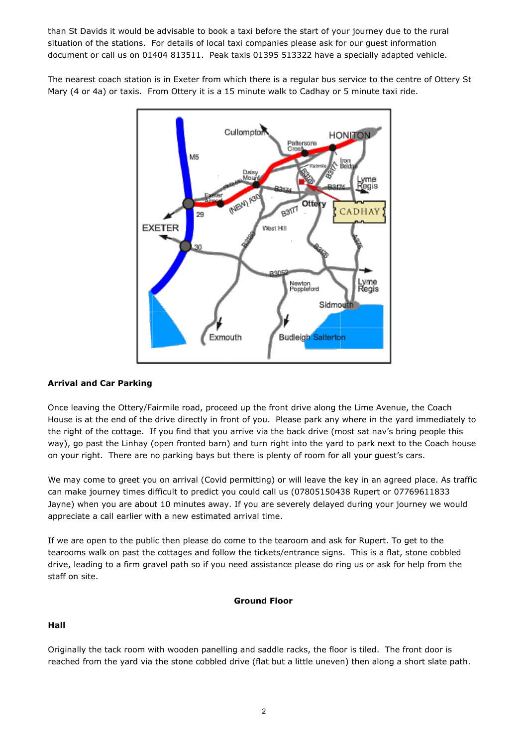than St Davids it would be advisable to book a taxi before the start of your journey due to the rural situation of the stations. For details of local taxi companies please ask for our guest information document or call us on 01404 813511. Peak taxis 01395 513322 have a specially adapted vehicle.

The nearest coach station is in Exeter from which there is a regular bus service to the centre of Ottery St Mary (4 or 4a) or taxis. From Ottery it is a 15 minute walk to Cadhay or 5 minute taxi ride.

**Arrival and Car Parking**

Once leaving the Ottery/Fairmile road, proceed up the front drive along the Lime Avenue, the Coach House is at the end of the drive directly in front of you. Please park any where in the yard immediately to the right of the cottage. If you find that you arrive via the back drive (most sat nav's bring people this way), go past the Linhay (open fronted barn) and turn right into the yard to park next to the Coach house on your right. There are no parking bays but there is plenty of room for all your guest's cars.

We may come to greet you on arrival (Covid permitting) or will leave the key in an agreed place. As traffic can make journey times difficult to predict you could call us (07805150438 Rupert or 07769611833 Jayne) when you are about 10 minutes away. If you are severely delayed during your journey we would appreciate a call earlier with a new estimated arrival time.

If we are open to the public then please do come to the tearoom and ask for Rupert. To get to the tearooms walk on past the cottages and follow the tickets/entrance signs. This is a flat, stone cobbled drive, leading to a firm gravel path so if you need assistance please do ring us or ask for help from the staff on site.

## Ground Floor

**Hall**

Originally the tack room with wooden panelling and saddle racks, the floor is tiled. The front door is reached from the yard via the stone cobbled drive (flat but a little uneven) then along a short slate path.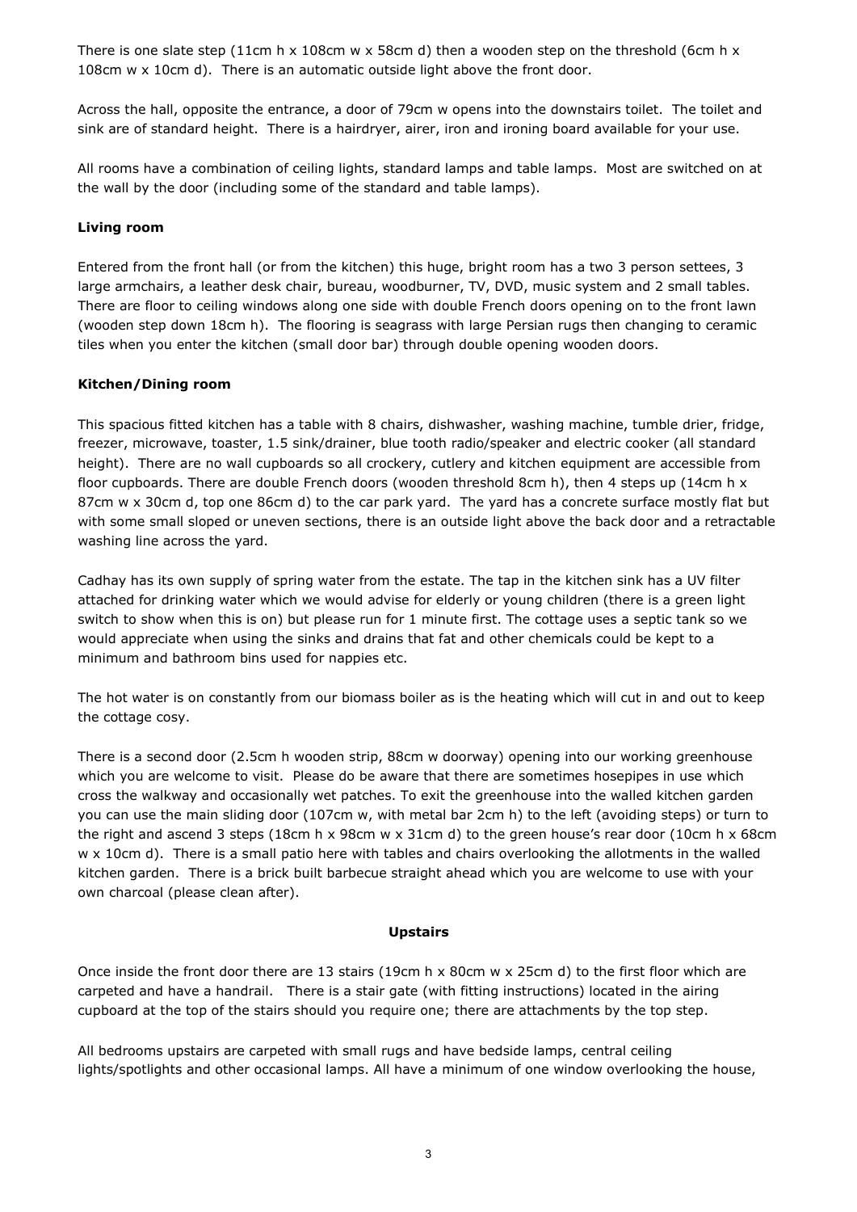There is one slate step (11cm h x 108cm w x 58cm d) then a wooden step on the threshold (6cm h x 108cm w x 10cm d). There is an automatic outside light above the front door.

Across the hall, opposite the entrance, a door of 79cm w opens into the downstairs toilet. The toilet and sink are of standard height. There is a hairdryer, airer, iron and ironing board available for your use.

All rooms have a combination of ceiling lights, standard lamps and table lamps. Most are switched on at the wall by the door (including some of the standard and table lamps).

**Living room**

Entered from the front hall (or from the kitchen) this huge, bright room has a two 3 person settees, 3 large armchairs, a leather desk chair, bureau, woodburner, TV, DVD, music system and 2 small tables. There are floor to ceiling windows along one side with double French doors opening on to the front lawn (wooden step down 18cm h). The flooring is seagrass with large Persian rugs then changing to ceramic tiles when you enter the kitchen (small door bar) through double opening wooden doors.

**Kitchen/Dining room**

This spacious fitted kitchen has a table with 8 chairs, dishwasher, washing machine, tumble drier, fridge, freezer, microwave, toaster, 1.5 sink/drainer, blue tooth radio/speaker and electric cooker (all standard height). There are no wall cupboards so all crockery, cutlery and kitchen equipment are accessible from floor cupboards. There are double French doors (wooden threshold 8cm h), then 4 steps up (14cm h x 87cm w x 30cm d, top one 86cm d) to the car park yard. The yard has a concrete surface mostly flat but with some small sloped or uneven sections, there is an outside light above the back door and a retractable washing line across the yard.

Cadhay has its own supply of spring water from the estate. The tap in the kitchen sink has a UV filter attached for drinking water which we would advise for elderly or young children (there is a green light switch to show when this is on) but please run for 1 minute first. The cottage uses a septic tank so we would appreciate when using the sinks and drains that fat and other chemicals could be kept to a minimum and bathroom bins used for nappies etc.

The hot water is on constantly from our biomass boiler as is the heating which will cut in and out to keep the cottage cosy.

There is a second door (2.5cm h wooden strip, 88cm w doorway) opening into our working greenhouse which you are welcome to visit. Please do be aware that there are sometimes hosepipes in use which cross the walkway and occasionally wet patches. To exit the greenhouse into the walled kitchen garden you can use the main sliding door (107cm w, with metal bar 2cm h) to the left (avoiding steps) or turn to the right and ascend 3 steps (18cm h x 98cm w x 31cm d) to the green house's rear door (10cm h x 68cm w x 10cm d). There is a small patio here with tables and chairs overlooking the allotments in the walled kitchen garden. There is a brick built barbecue straight ahead which you are welcome to use with your own charcoal (please clean after).

**Upstairs**

Once inside the front door there are 13 stairs (19cm h x 80cm w x 25cm d) to the first floor which are carpeted and have a handrail. There is a stair gate (with fitting instructions) located in the airing cupboard at the top of the stairs should you require one; there are attachments by the top step.

All bedrooms upstairs are carpeted with small rugs and have bedside lamps, central ceiling lights/spotlights and other occasional lamps. All have a minimum of one window overlooking the house,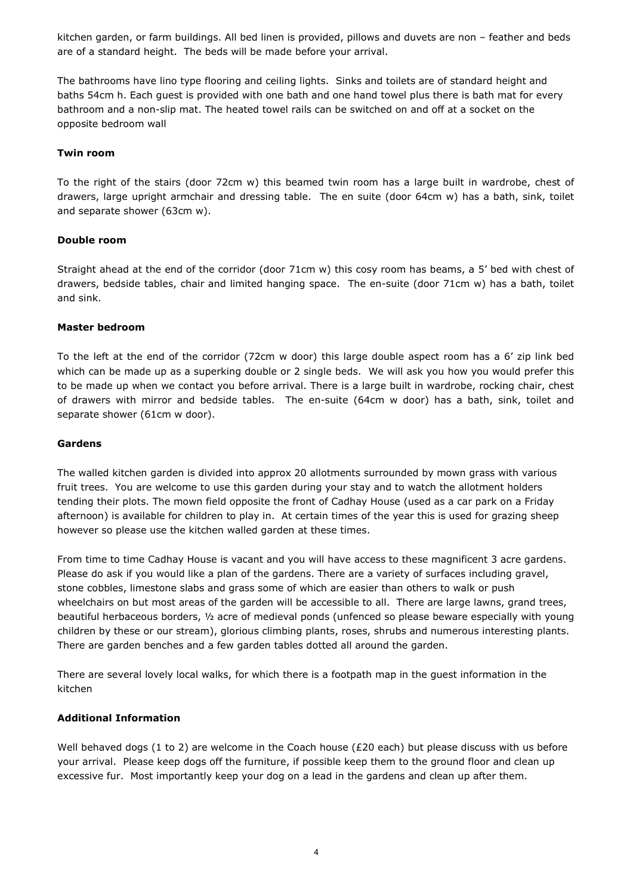kitchen garden, or farm buildings. All bed linen is provided, pillows and duvets are non – feather and beds are of a standard height. The beds will be made before your arrival.

The bathrooms have lino type flooring and ceiling lights. Sinks and toilets are of standard height and baths 54cm h. Each guest is provided with one bath and one hand towel plus there is bath mat for every bathroom and a non-slip mat. The heated towel rails can be switched on and off at a socket on the opposite bedroom wall

**Twin room**

To the right of the stairs (door 72cm w) this beamed twin room has a large built in wardrobe, chest of drawers, large upright armchair and dressing table. The en suite (door 64cm w) has a bath, sink, toilet and separate shower (63cm w).

**Double room**

Straight ahead at the end of the corridor (door 71cm w) this cosy room has beams, a 5' bed with chest of drawers, bedside tables, chair and limited hanging space. The en-suite (door 71cm w) has a bath, toilet and sink.

**Master bedroom**

To the left at the end of the corridor (72cm w door) this large double aspect room has a 6' zip link bed which can be made up as a superking double or 2 single beds. We will ask you how you would prefer this to be made up when we contact you before arrival. There is a large built in wardrobe, rocking chair, chest of drawers with mirror and bedside tables. The en-suite (64cm w door) has a bath, sink, toilet and separate shower (61cm w door).

**Gardens**

The walled kitchen garden is divided into approx 20 allotments surrounded by mown grass with various fruit trees. You are welcome to use this garden during your stay and to watch the allotment holders tending their plots. The mown field opposite the front of Cadhay House (used as a car park on a Friday afternoon) is available for children to play in. At certain times of the year this is used for grazing sheep however so please use the kitchen walled garden at these times.

From time to time Cadhay House is vacant and you will have access to these magnificent 3 acre gardens. Please do ask if you would like a plan of the gardens. There are a variety of surfaces including gravel, stone cobbles, limestone slabs and grass some of which are easier than others to walk or push wheelchairs on but most areas of the garden will be accessible to all. There are large lawns, grand trees, beautiful herbaceous borders, ½ acre of medieval ponds (unfenced so please beware especially with young children by these or our stream), glorious climbing plants, roses, shrubs and numerous interesting plants. There are garden benches and a few garden tables dotted all around the garden.

There are several lovely local walks, for which there is a footpath map in the guest information in the kitchen

**Additional Information**

Well behaved dogs (1 to 2) are welcome in the Coach house (£20 each) but please discuss with us before your arrival. Please keep dogs off the furniture, if possible keep them to the ground floor and clean up excessive fur. Most importantly keep your dog on a lead in the gardens and clean up after them.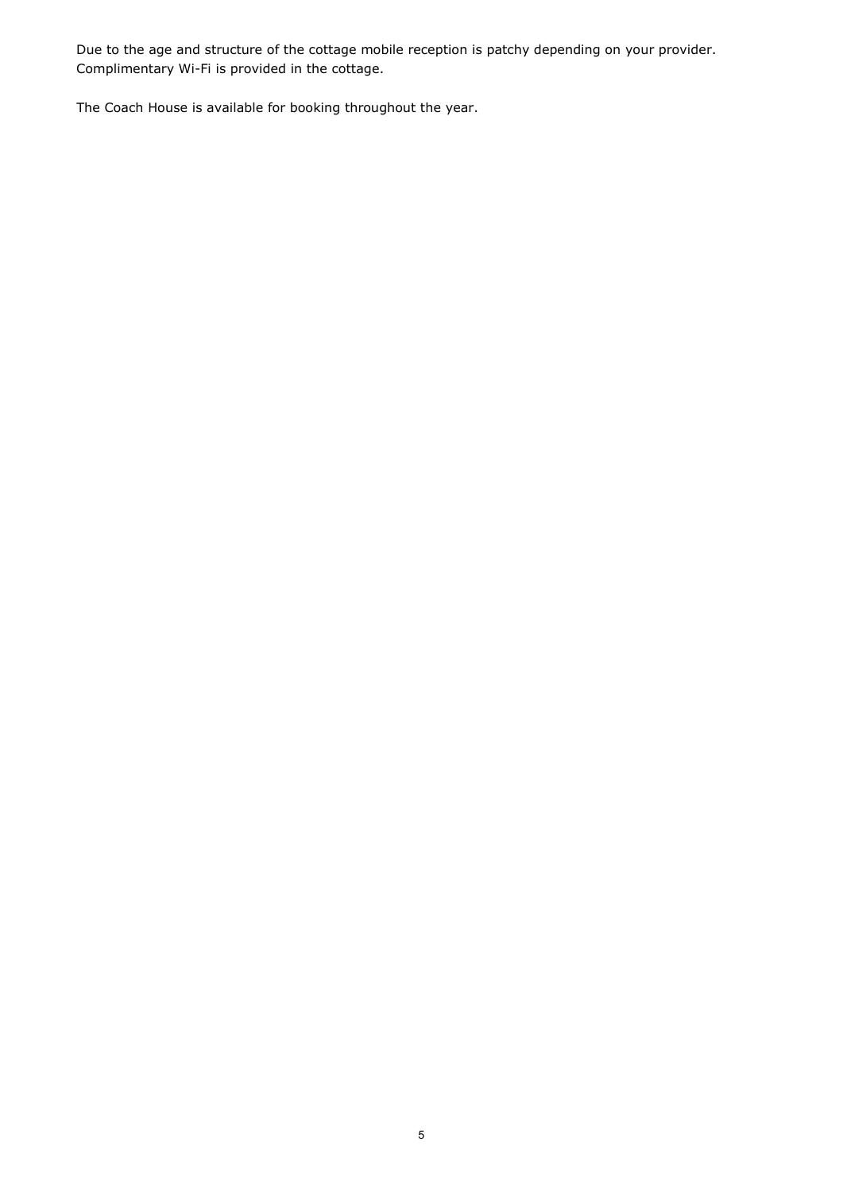Due to the age and structure of the cottage mobile reception is patchy depending on your provider. Complimentary Wi-Fi is provided in the cottage.

The Coach House is available for booking throughout the year.